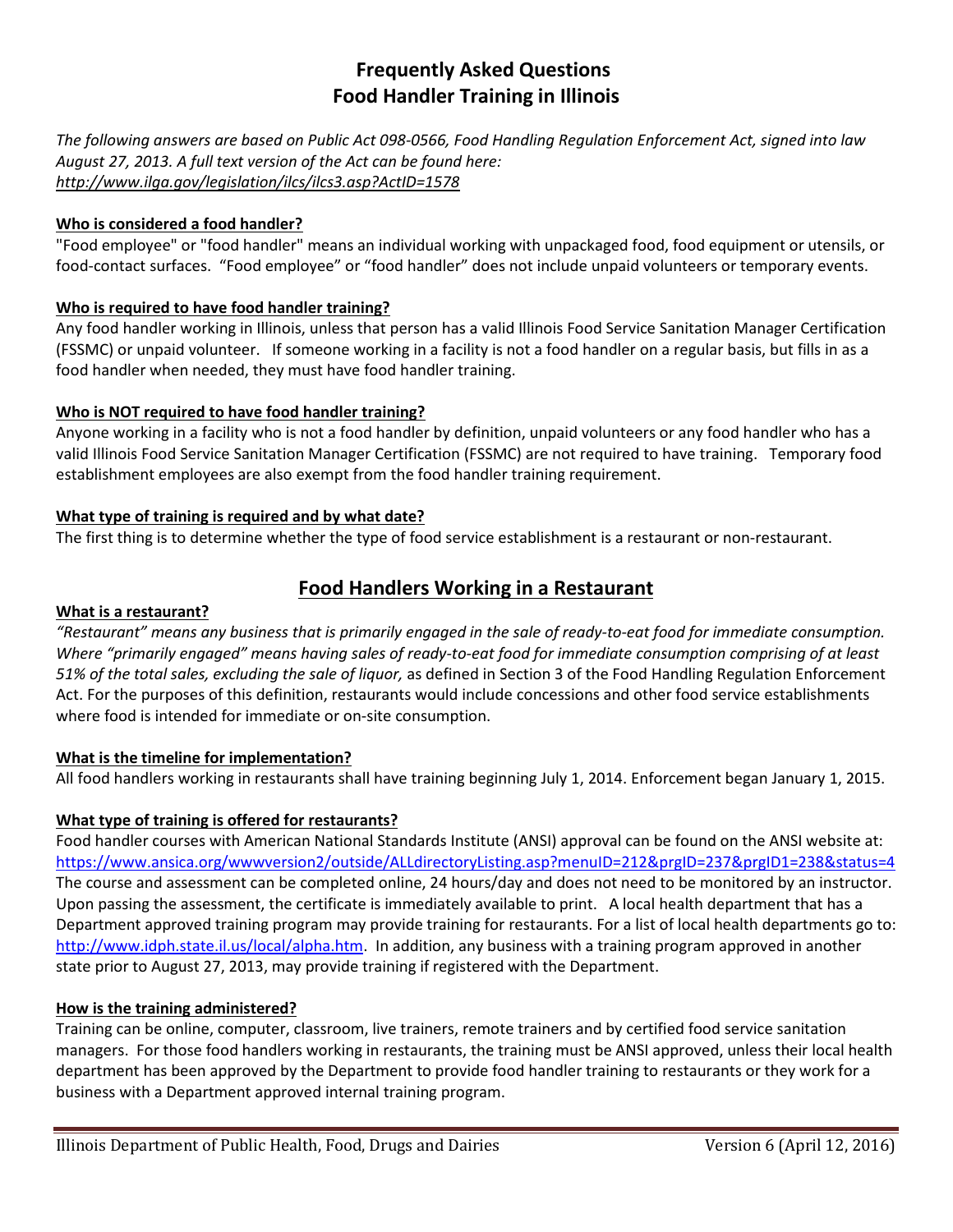# Frequently Asked Questions
# Food Handler Training in Illinois

*The following answers are based on Public Act 098-0566, Food Handling Regulation Enforcement Act, signed into law August 27, 2013. A full text version of the Act can be found here: [http://www.ilga.gov/legislation/ilcs/ilcs3.asp?ActID=1578](http://www.ilga.gov/legislation/ilcs/ilcs3.asp?ActID=1578)*

**Who is considered a food handler?**

"Food employee" or "food handler" means an individual working with unpackaged food, food equipment or utensils, or food-contact surfaces. "Food employee" or "food handler" does not include unpaid volunteers or temporary events.

**Who is required to have food handler training?**

Any food handler working in Illinois, unless that person has a valid Illinois Food Service Sanitation Manager Certification (FSSMC) or unpaid volunteer. If someone working in a facility is not a food handler on a regular basis, but fills in as a food handler when needed, they must have food handler training.

**Who is NOT required to have food handler training?**

Anyone working in a facility who is not a food handler by definition, unpaid volunteers or any food handler who has a valid Illinois Food Service Sanitation Manager Certification (FSSMC) are not required to have training. Temporary food establishment employees are also exempt from the food handler training requirement.

**What type of training is required and by what date?**

The first thing is to determine whether the type of food service establishment is a restaurant or non-restaurant.

## Food Handlers Working in a Restaurant

**What is a restaurant?**

*"Restaurant" means any business that is primarily engaged in the sale of ready-to-eat food for immediate consumption. Where "primarily engaged" means having sales of ready-to-eat food for immediate consumption comprising of at least 51% of the total sales, excluding the sale of liquor,* as defined in Section 3 of the Food Handling Regulation Enforcement Act. For the purposes of this definition, restaurants would include concessions and other food service establishments where food is intended for immediate or on-site consumption.

**What is the timeline for implementation?**

All food handlers working in restaurants shall have training beginning July 1, 2014. Enforcement began January 1, 2015.

**What type of training is offered for restaurants?**

Food handler courses with American National Standards Institute (ANSI) approval can be found on the ANSI website at: [https://www.ansica.org/wwwversion2/outside/ALLdirectoryListing.asp?menuID=212&prgID=237&prgID1=238&status=4](https://www.ansica.org/wwwversion2/outside/ALLdirectoryListing.asp?menuID=212&prgID=237&prgID1=238&status=4) The course and assessment can be completed online, 24 hours/day and does not need to be monitored by an instructor. Upon passing the assessment, the certificate is immediately available to print. A local health department that has a Department approved training program may provide training for restaurants. For a list of local health departments go to: [http://www.idph.state.il.us/local/alpha.htm](http://www.idph.state.il.us/local/alpha.htm). In addition, any business with a training program approved in another state prior to August 27, 2013, may provide training if registered with the Department.

**How is the training administered?**

Training can be online, computer, classroom, live trainers, remote trainers and by certified food service sanitation managers. For those food handlers working in restaurants, the training must be ANSI approved, unless their local health department has been approved by the Department to provide food handler training to restaurants or they work for a business with a Department approved internal training program.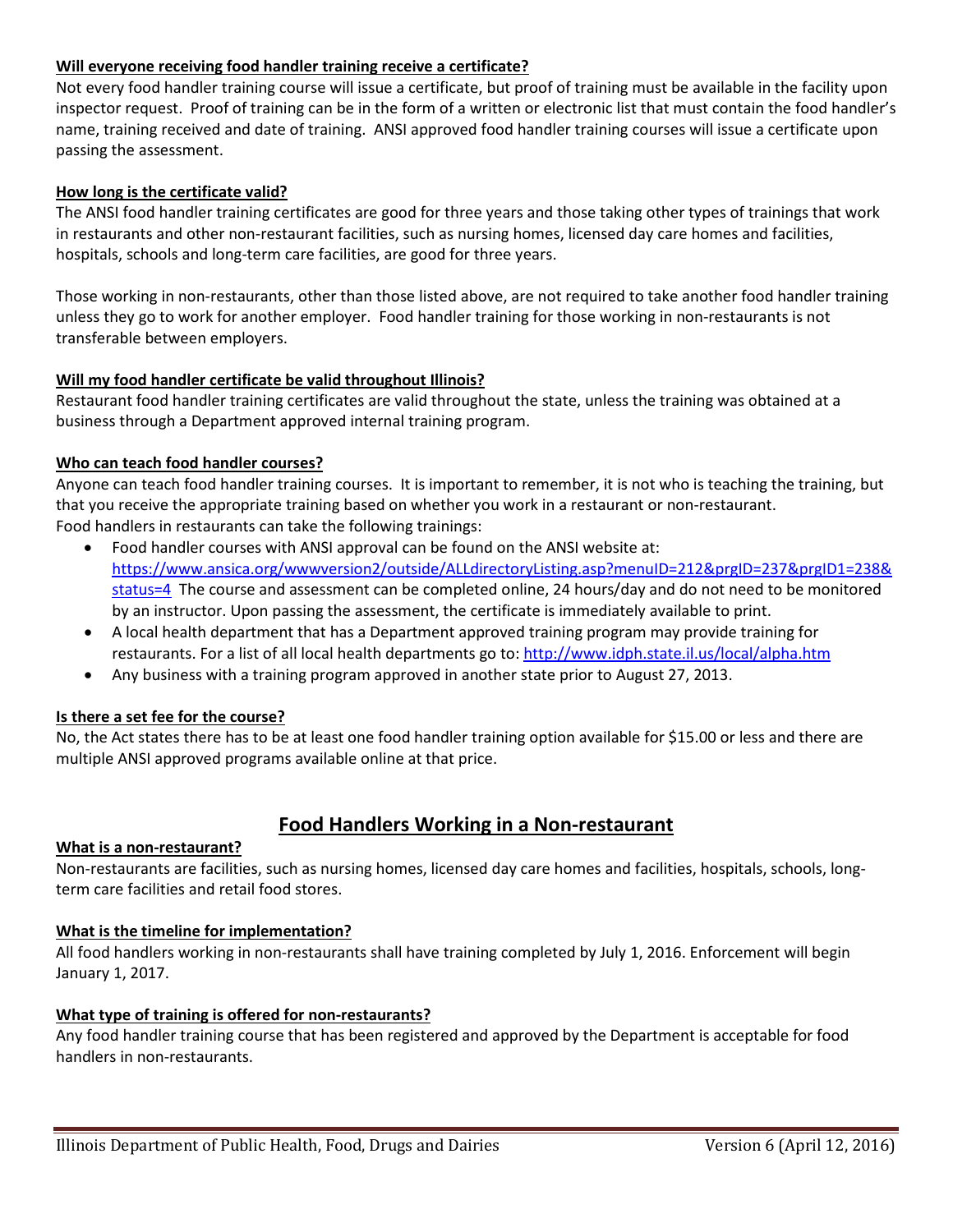**Will everyone receiving food handler training receive a certificate?**

Not every food handler training course will issue a certificate, but proof of training must be available in the facility upon inspector request. Proof of training can be in the form of a written or electronic list that must contain the food handler's name, training received and date of training. ANSI approved food handler training courses will issue a certificate upon passing the assessment.

**How long is the certificate valid?**

The ANSI food handler training certificates are good for three years and those taking other types of trainings that work in restaurants and other non-restaurant facilities, such as nursing homes, licensed day care homes and facilities, hospitals, schools and long-term care facilities, are good for three years.

Those working in non-restaurants, other than those listed above, are not required to take another food handler training unless they go to work for another employer. Food handler training for those working in non-restaurants is not transferable between employers.

**Will my food handler certificate be valid throughout Illinois?**

Restaurant food handler training certificates are valid throughout the state, unless the training was obtained at a business through a Department approved internal training program.

**Who can teach food handler courses?**

Anyone can teach food handler training courses. It is important to remember, it is not who is teaching the training, but that you receive the appropriate training based on whether you work in a restaurant or non-restaurant.
Food handlers in restaurants can take the following trainings:

- Food handler courses with ANSI approval can be found on the ANSI website at: https://www.ansica.org/wwwversion2/outside/ALLdirectoryListing.asp?menuID=212&prgID=237&prgID1=238&status=4 The course and assessment can be completed online, 24 hours/day and do not need to be monitored by an instructor. Upon passing the assessment, the certificate is immediately available to print.
- A local health department that has a Department approved training program may provide training for restaurants. For a list of all local health departments go to: http://www.idph.state.il.us/local/alpha.htm
- Any business with a training program approved in another state prior to August 27, 2013.

**Is there a set fee for the course?**

No, the Act states there has to be at least one food handler training option available for $15.00 or less and there are multiple ANSI approved programs available online at that price.

## Food Handlers Working in a Non-restaurant

**What is a non-restaurant?**

Non-restaurants are facilities, such as nursing homes, licensed day care homes and facilities, hospitals, schools, long-term care facilities and retail food stores.

**What is the timeline for implementation?**

All food handlers working in non-restaurants shall have training completed by July 1, 2016. Enforcement will begin January 1, 2017.

**What type of training is offered for non-restaurants?**

Any food handler training course that has been registered and approved by the Department is acceptable for food handlers in non-restaurants.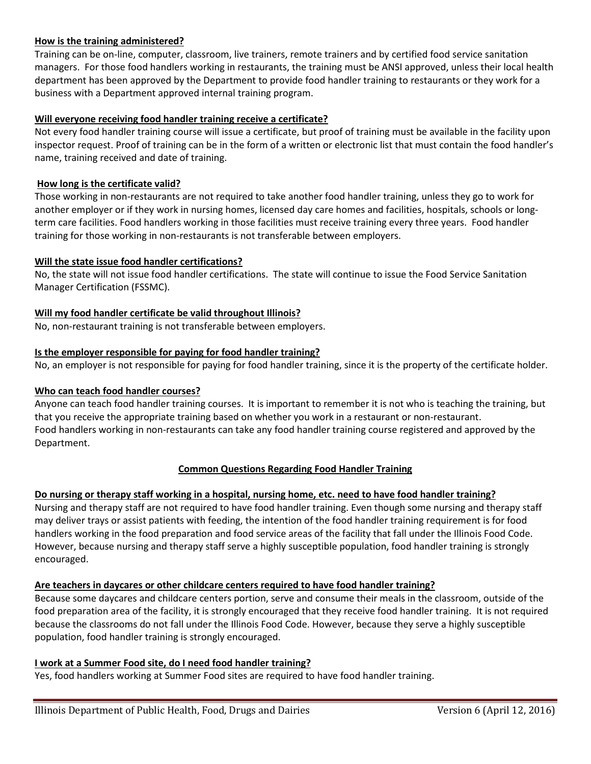**How is the training administered?**

Training can be on-line, computer, classroom, live trainers, remote trainers and by certified food service sanitation managers. For those food handlers working in restaurants, the training must be ANSI approved, unless their local health department has been approved by the Department to provide food handler training to restaurants or they work for a business with a Department approved internal training program.

**Will everyone receiving food handler training receive a certificate?**

Not every food handler training course will issue a certificate, but proof of training must be available in the facility upon inspector request. Proof of training can be in the form of a written or electronic list that must contain the food handler's name, training received and date of training.

**How long is the certificate valid?**

Those working in non-restaurants are not required to take another food handler training, unless they go to work for another employer or if they work in nursing homes, licensed day care homes and facilities, hospitals, schools or long-term care facilities. Food handlers working in those facilities must receive training every three years. Food handler training for those working in non-restaurants is not transferable between employers.

**Will the state issue food handler certifications?**

No, the state will not issue food handler certifications. The state will continue to issue the Food Service Sanitation Manager Certification (FSSMC).

**Will my food handler certificate be valid throughout Illinois?**

No, non-restaurant training is not transferable between employers.

**Is the employer responsible for paying for food handler training?**

No, an employer is not responsible for paying for food handler training, since it is the property of the certificate holder.

**Who can teach food handler courses?**

Anyone can teach food handler training courses. It is important to remember it is not who is teaching the training, but that you receive the appropriate training based on whether you work in a restaurant or non-restaurant.
Food handlers working in non-restaurants can take any food handler training course registered and approved by the Department.

## Common Questions Regarding Food Handler Training

**Do nursing or therapy staff working in a hospital, nursing home, etc. need to have food handler training?**

Nursing and therapy staff are not required to have food handler training. Even though some nursing and therapy staff may deliver trays or assist patients with feeding, the intention of the food handler training requirement is for food handlers working in the food preparation and food service areas of the facility that fall under the Illinois Food Code. However, because nursing and therapy staff serve a highly susceptible population, food handler training is strongly encouraged.

**Are teachers in daycares or other childcare centers required to have food handler training?**

Because some daycares and childcare centers portion, serve and consume their meals in the classroom, outside of the food preparation area of the facility, it is strongly encouraged that they receive food handler training. It is not required because the classrooms do not fall under the Illinois Food Code. However, because they serve a highly susceptible population, food handler training is strongly encouraged.

**I work at a Summer Food site, do I need food handler training?**

Yes, food handlers working at Summer Food sites are required to have food handler training.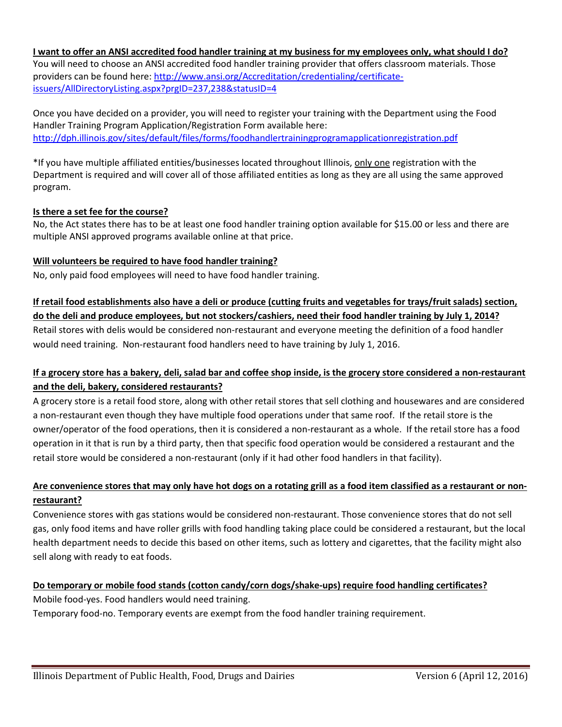**I want to offer an ANSI accredited food handler training at my business for my employees only, what should I do?**

You will need to choose an ANSI accredited food handler training provider that offers classroom materials. Those providers can be found here: http://www.ansi.org/Accreditation/credentialing/certificate-issuers/AllDirectoryListing.aspx?prgID=237,238&statusID=4

Once you have decided on a provider, you will need to register your training with the Department using the Food Handler Training Program Application/Registration Form available here: http://dph.illinois.gov/sites/default/files/forms/foodhandlertrainingprogramapplicationregistration.pdf

*If you have multiple affiliated entities/businesses located throughout Illinois, only one registration with the Department is required and will cover all of those affiliated entities as long as they are all using the same approved program.

**Is there a set fee for the course?**

No, the Act states there has to be at least one food handler training option available for $15.00 or less and there are multiple ANSI approved programs available online at that price.

**Will volunteers be required to have food handler training?**

No, only paid food employees will need to have food handler training.

**If retail food establishments also have a deli or produce (cutting fruits and vegetables for trays/fruit salads) section, do the deli and produce employees, but not stockers/cashiers, need their food handler training by July 1, 2014?**

Retail stores with delis would be considered non-restaurant and everyone meeting the definition of a food handler would need training. Non-restaurant food handlers need to have training by July 1, 2016.

**If a grocery store has a bakery, deli, salad bar and coffee shop inside, is the grocery store considered a non-restaurant and the deli, bakery, considered restaurants?**

A grocery store is a retail food store, along with other retail stores that sell clothing and housewares and are considered a non-restaurant even though they have multiple food operations under that same roof. If the retail store is the owner/operator of the food operations, then it is considered a non-restaurant as a whole. If the retail store has a food operation in it that is run by a third party, then that specific food operation would be considered a restaurant and the retail store would be considered a non-restaurant (only if it had other food handlers in that facility).

**Are convenience stores that may only have hot dogs on a rotating grill as a food item classified as a restaurant or non-restaurant?**

Convenience stores with gas stations would be considered non-restaurant. Those convenience stores that do not sell gas, only food items and have roller grills with food handling taking place could be considered a restaurant, but the local health department needs to decide this based on other items, such as lottery and cigarettes, that the facility might also sell along with ready to eat foods.

**Do temporary or mobile food stands (cotton candy/corn dogs/shake-ups) require food handling certificates?**

Mobile food-yes. Food handlers would need training.

Temporary food-no. Temporary events are exempt from the food handler training requirement.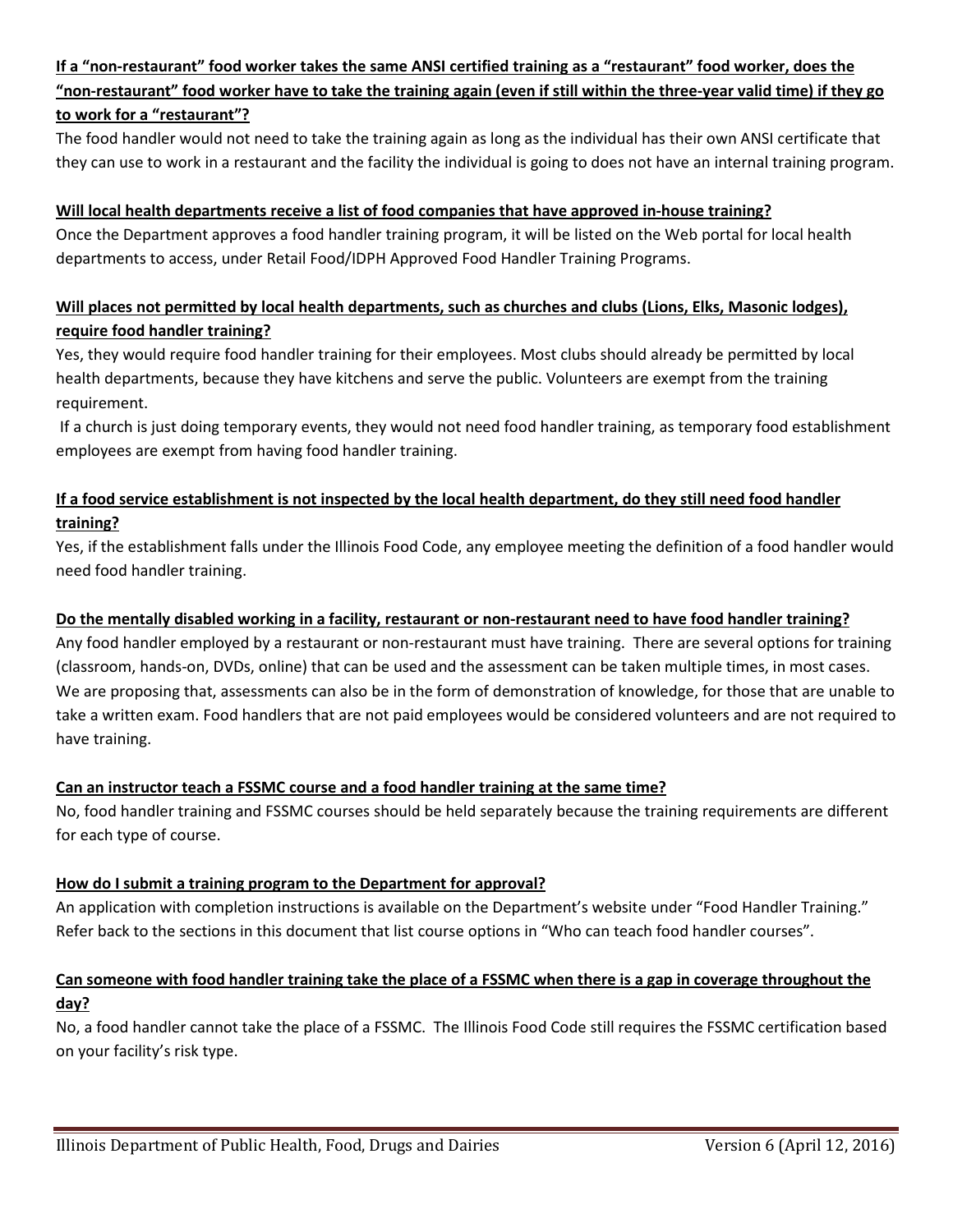**If a "non-restaurant" food worker takes the same ANSI certified training as a "restaurant" food worker, does the "non-restaurant" food worker have to take the training again (even if still within the three-year valid time) if they go to work for a "restaurant"?**

The food handler would not need to take the training again as long as the individual has their own ANSI certificate that they can use to work in a restaurant and the facility the individual is going to does not have an internal training program.

**Will local health departments receive a list of food companies that have approved in-house training?**

Once the Department approves a food handler training program, it will be listed on the Web portal for local health departments to access, under Retail Food/IDPH Approved Food Handler Training Programs.

**Will places not permitted by local health departments, such as churches and clubs (Lions, Elks, Masonic lodges), require food handler training?**

Yes, they would require food handler training for their employees. Most clubs should already be permitted by local health departments, because they have kitchens and serve the public. Volunteers are exempt from the training requirement.

If a church is just doing temporary events, they would not need food handler training, as temporary food establishment employees are exempt from having food handler training.

**If a food service establishment is not inspected by the local health department, do they still need food handler training?**

Yes, if the establishment falls under the Illinois Food Code, any employee meeting the definition of a food handler would need food handler training.

**Do the mentally disabled working in a facility, restaurant or non-restaurant need to have food handler training?**

Any food handler employed by a restaurant or non-restaurant must have training. There are several options for training (classroom, hands-on, DVDs, online) that can be used and the assessment can be taken multiple times, in most cases. We are proposing that, assessments can also be in the form of demonstration of knowledge, for those that are unable to take a written exam. Food handlers that are not paid employees would be considered volunteers and are not required to have training.

**Can an instructor teach a FSSMC course and a food handler training at the same time?**

No, food handler training and FSSMC courses should be held separately because the training requirements are different for each type of course.

**How do I submit a training program to the Department for approval?**

An application with completion instructions is available on the Department's website under "Food Handler Training." Refer back to the sections in this document that list course options in "Who can teach food handler courses".

**Can someone with food handler training take the place of a FSSMC when there is a gap in coverage throughout the day?**

No, a food handler cannot take the place of a FSSMC. The Illinois Food Code still requires the FSSMC certification based on your facility's risk type.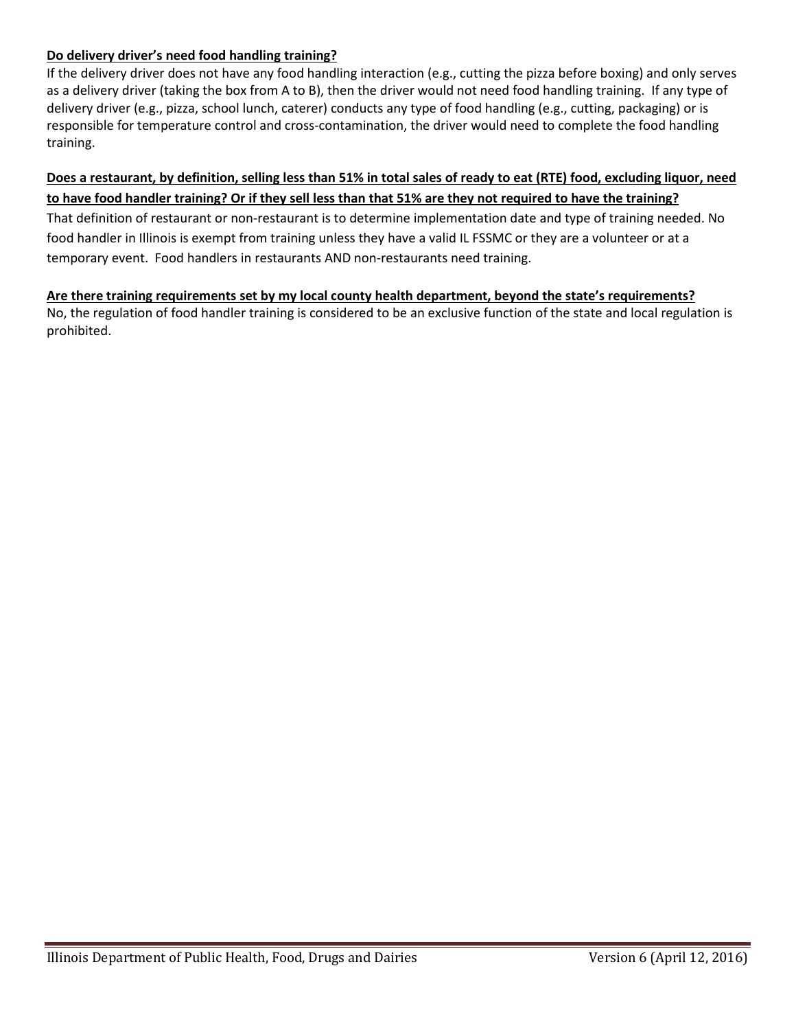**Do delivery driver's need food handling training?**

If the delivery driver does not have any food handling interaction (e.g., cutting the pizza before boxing) and only serves as a delivery driver (taking the box from A to B), then the driver would not need food handling training. If any type of delivery driver (e.g., pizza, school lunch, caterer) conducts any type of food handling (e.g., cutting, packaging) or is responsible for temperature control and cross-contamination, the driver would need to complete the food handling training.

**Does a restaurant, by definition, selling less than 51% in total sales of ready to eat (RTE) food, excluding liquor, need to have food handler training? Or if they sell less than that 51% are they not required to have the training?**

That definition of restaurant or non-restaurant is to determine implementation date and type of training needed. No food handler in Illinois is exempt from training unless they have a valid IL FSSMC or they are a volunteer or at a temporary event. Food handlers in restaurants AND non-restaurants need training.

**Are there training requirements set by my local county health department, beyond the state's requirements?**

No, the regulation of food handler training is considered to be an exclusive function of the state and local regulation is prohibited.